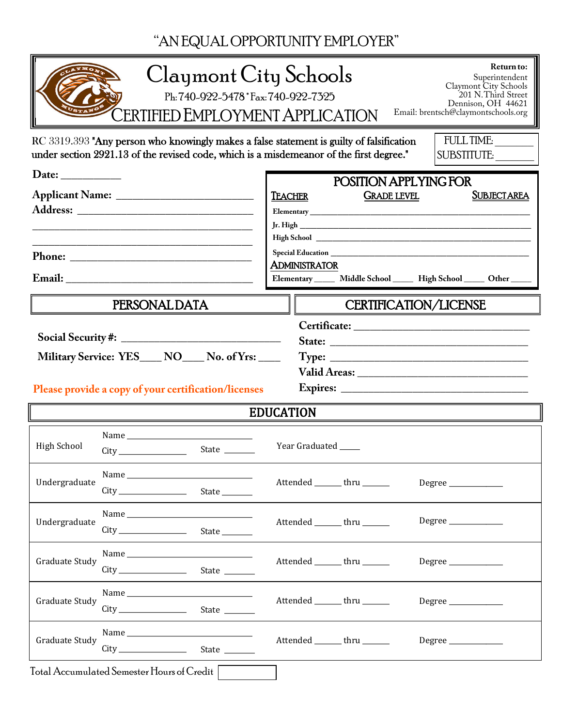"AN EQUAL OPPORTUNITY EMPLOYER"

# Claymont City Schools

Ph: 740-922-5478 * Fax: 740-922-7325

## CERTIFIED EMPLOYMENT APPLICATION

**Return to:**
Superintendent
Claymont City Schools
201 N. Third Street
Dennison, OH 44621
Email: brentsch@claymontschools.org

RC 3319.393 **"Any person who knowingly makes a false statement is guilty of falsification under section 2921.13 of the revised code, which is a misdemeanor of the first degree."**

FULL TIME: _______
SUBSTITUTE: _______

**Date:** ___________

**Applicant Name:** ________________________

**Address:** ________________________________

________________________________________

________________________________________

**Phone:** ________________________________

**Email:** ________________________________

### POSITION APPLYING FOR

TEACHER — GRADE LEVEL — SUBJECT AREA

**Elementary** ________________________________

**Jr. High** ________________________________

**High School** ________________________________

**Special Education** ________________________________

ADMINISTRATOR

**Elementary** _____ **Middle School** _____ **High School** _____ **Other** _____

### PERSONAL DATA

**Social Security #:** ____________________________

**Military Service: YES**____ **NO**____ **No. of Yrs:** ____

Please provide a copy of your certification/licenses

### CERTIFICATION/LICENSE

**Certificate:** ________________________________

**State:** ________________________________

**Type:** ________________________________

**Valid Areas:** ________________________________

**Expires:** ________________________________

### EDUCATION

| | | | |
|---|---|---|---|
| High School | Name ____________________ City _____________ State ______ | Year Graduated ____ | |
| Undergraduate | Name ____________________ City _____________ State ______ | Attended ______ thru ______ | Degree ____________ |
| Undergraduate | Name ____________________ City _____________ State ______ | Attended ______ thru ______ | Degree ____________ |
| Graduate Study | Name ____________________ City _____________ State ______ | Attended ______ thru ______ | Degree ____________ |
| Graduate Study | Name ____________________ City _____________ State ______ | Attended ______ thru ______ | Degree ____________ |
| Graduate Study | Name ____________________ City _____________ State ______ | Attended ______ thru ______ | Degree ____________ |

Total Accumulated Semester Hours of Credit [ ]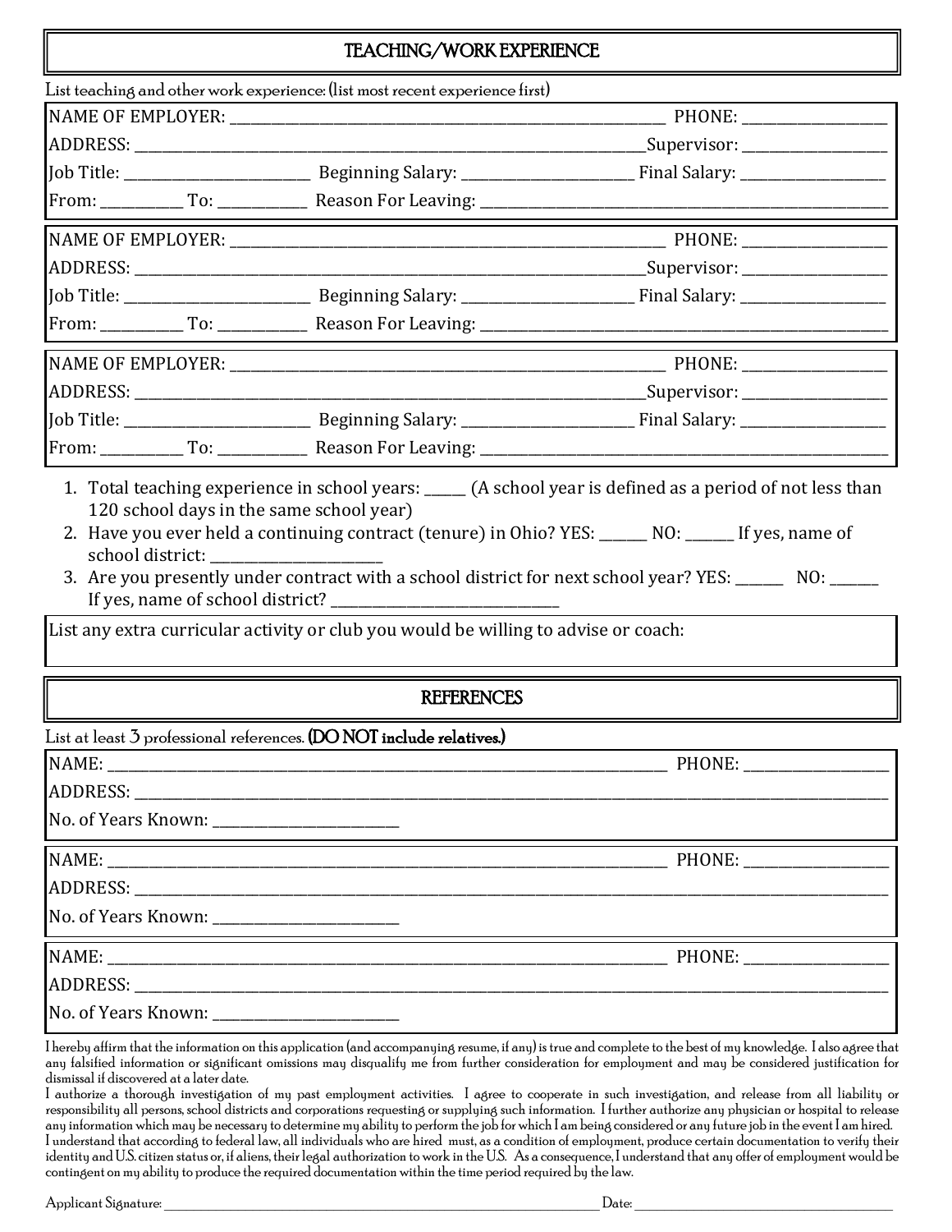## TEACHING/WORK EXPERIENCE

List teaching and other work experience: (list most recent experience first)

NAME OF EMPLOYER: ______________________________ PHONE: ______________
ADDRESS: ______________________________ Supervisor: ______________
Job Title: ______________ Beginning Salary: ______________ Final Salary: ______________
From: ________ To: ________ Reason For Leaving: ______________________________

NAME OF EMPLOYER: ______________________________ PHONE: ______________
ADDRESS: ______________________________ Supervisor: ______________
Job Title: ______________ Beginning Salary: ______________ Final Salary: ______________
From: ________ To: ________ Reason For Leaving: ______________________________

NAME OF EMPLOYER: ______________________________ PHONE: ______________
ADDRESS: ______________________________ Supervisor: ______________
Job Title: ______________ Beginning Salary: ______________ Final Salary: ______________
From: ________ To: ________ Reason For Leaving: ______________________________

1. Total teaching experience in school years: _____ (A school year is defined as a period of not less than 120 school days in the same school year)
2. Have you ever held a continuing contract (tenure) in Ohio? YES: ______ NO: ______ If yes, name of school district: ______________
3. Are you presently under contract with a school district for next school year? YES: ______ NO: ______ If yes, name of school district? ______________

List any extra curricular activity or club you would be willing to advise or coach:

## REFERENCES

List at least 3 professional references. **(DO NOT include relatives.)**

NAME: ______________________________ PHONE: ______________
ADDRESS: ______________________________
No. of Years Known: ______________

NAME: ______________________________ PHONE: ______________
ADDRESS: ______________________________
No. of Years Known: ______________

NAME: ______________________________ PHONE: ______________
ADDRESS: ______________________________
No. of Years Known: ______________

I hereby affirm that the information on this application (and accompanying resume, if any) is true and complete to the best of my knowledge. I also agree that any falsified information or significant omissions may disqualify me from further consideration for employment and may be considered justification for dismissal if discovered at a later date.

I authorize a thorough investigation of my past employment activities. I agree to cooperate in such investigation, and release from all liability or responsibility all persons, school districts and corporations requesting or supplying such information. I further authorize any physician or hospital to release any information which may be necessary to determine my ability to perform the job for which I am being considered or any future job in the event I am hired.

I understand that according to federal law, all individuals who are hired must, as a condition of employment, produce certain documentation to verify their identity and U.S. citizen status or, if aliens, their legal authorization to work in the U.S. As a consequence, I understand that any offer of employment would be contingent on my ability to produce the required documentation within the time period required by the law.

Applicant Signature: ______________________________ Date: ______________